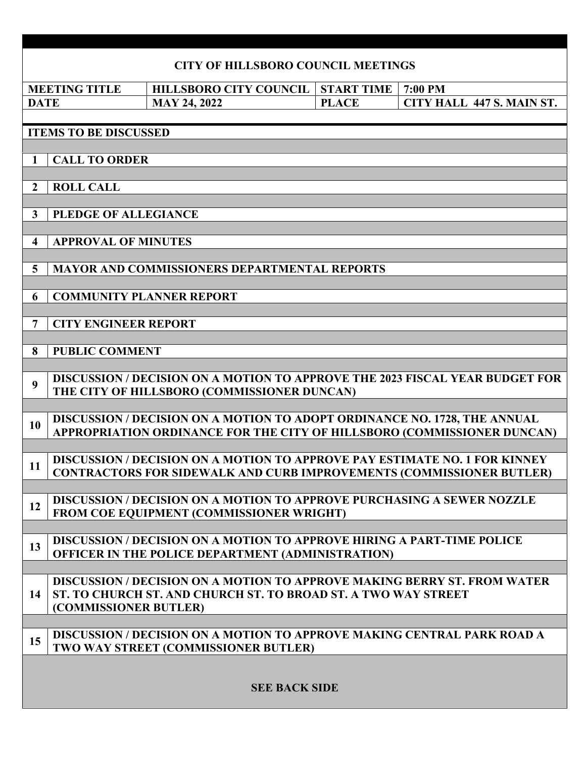# CITY OF HILLSBORO COUNCIL MEETINGS

| MEETING TITLE | HILLSBORO CITY COUNCIL | START TIME | 7:00 PM |
|---|---|---|---|
| DATE | MAY 24, 2022 | PLACE | CITY HALL 447 S. MAIN ST. |

## ITEMS TO BE DISCUSSED

| | |
|---|---|
| 1 | CALL TO ORDER |
| 2 | ROLL CALL |
| 3 | PLEDGE OF ALLEGIANCE |
| 4 | APPROVAL OF MINUTES |
| 5 | MAYOR AND COMMISSIONERS DEPARTMENTAL REPORTS |
| 6 | COMMUNITY PLANNER REPORT |
| 7 | CITY ENGINEER REPORT |
| 8 | PUBLIC COMMENT |
| 9 | DISCUSSION / DECISION ON A MOTION TO APPROVE THE 2023 FISCAL YEAR BUDGET FOR THE CITY OF HILLSBORO (COMMISSIONER DUNCAN) |
| 10 | DISCUSSION / DECISION ON A MOTION TO ADOPT ORDINANCE NO. 1728, THE ANNUAL APPROPRIATION ORDINANCE FOR THE CITY OF HILLSBORO (COMMISSIONER DUNCAN) |
| 11 | DISCUSSION / DECISION ON A MOTION TO APPROVE PAY ESTIMATE NO. 1 FOR KINNEY CONTRACTORS FOR SIDEWALK AND CURB IMPROVEMENTS (COMMISSIONER BUTLER) |
| 12 | DISCUSSION / DECISION ON A MOTION TO APPROVE PURCHASING A SEWER NOZZLE FROM COE EQUIPMENT (COMMISSIONER WRIGHT) |
| 13 | DISCUSSION / DECISION ON A MOTION TO APPROVE HIRING A PART-TIME POLICE OFFICER IN THE POLICE DEPARTMENT (ADMINISTRATION) |
| 14 | DISCUSSION / DECISION ON A MOTION TO APPROVE MAKING BERRY ST. FROM WATER ST. TO CHURCH ST. AND CHURCH ST. TO BROAD ST. A TWO WAY STREET (COMMISSIONER BUTLER) |
| 15 | DISCUSSION / DECISION ON A MOTION TO APPROVE MAKING CENTRAL PARK ROAD A TWO WAY STREET (COMMISSIONER BUTLER) |

**SEE BACK SIDE**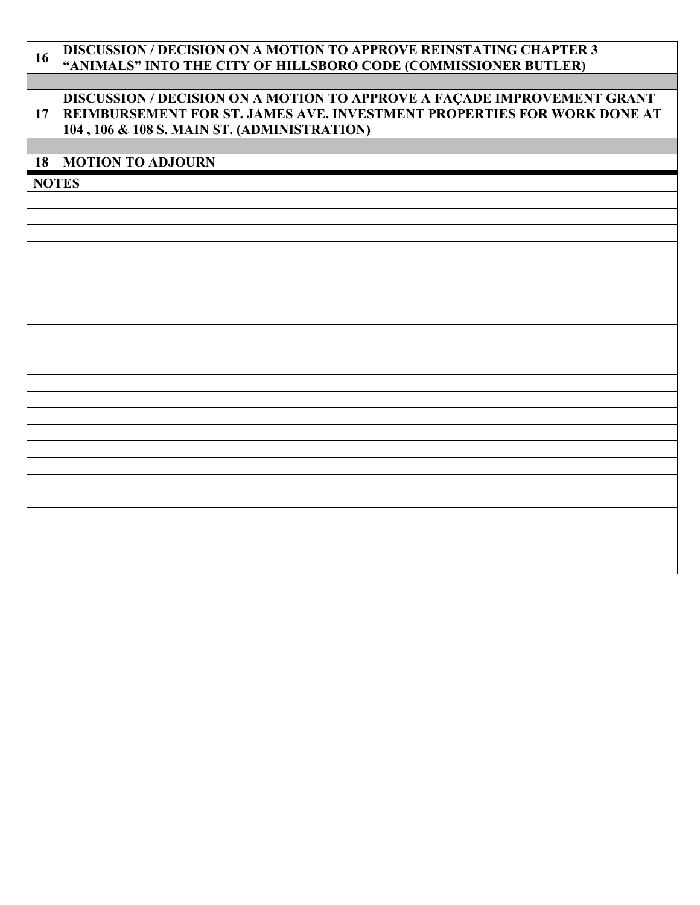| | |
|---|---|
| 16 | **DISCUSSION / DECISION ON A MOTION TO APPROVE REINSTATING CHAPTER 3 "ANIMALS" INTO THE CITY OF HILLSBORO CODE (COMMISSIONER BUTLER)** |
| | |
| 17 | **DISCUSSION / DECISION ON A MOTION TO APPROVE A FAÇADE IMPROVEMENT GRANT REIMBURSEMENT FOR ST. JAMES AVE. INVESTMENT PROPERTIES FOR WORK DONE AT 104 , 106 & 108 S. MAIN ST. (ADMINISTRATION)** |
| | |
| 18 | **MOTION TO ADJOURN** |

**NOTES**